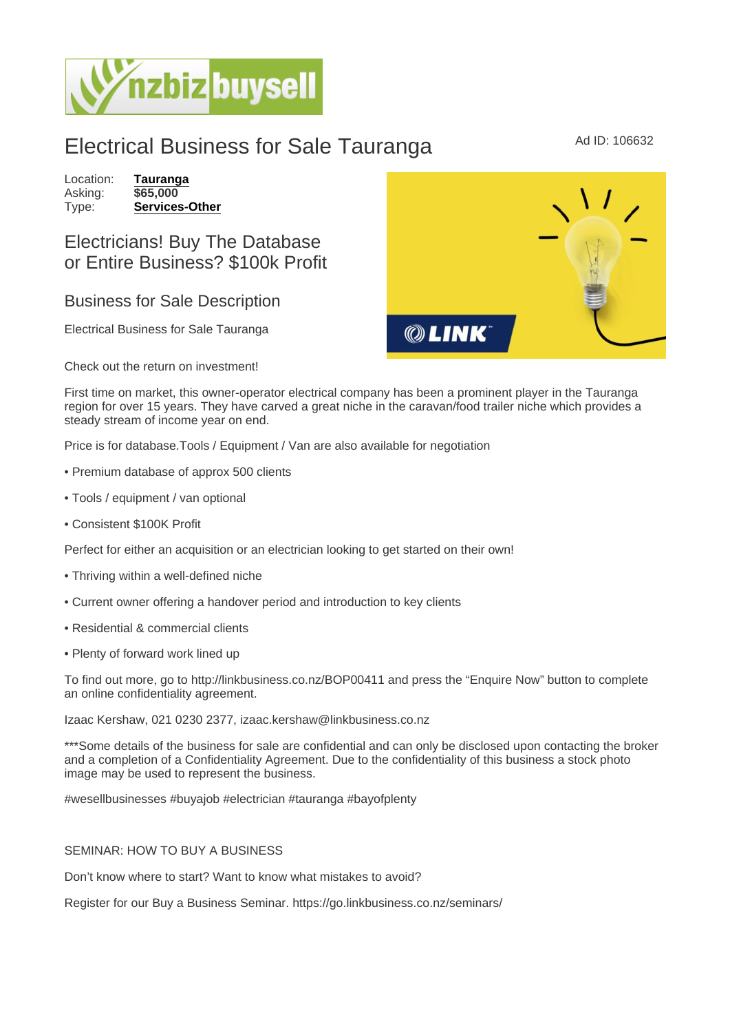# Electrical Business for Sale Tauranga

Ad ID: 106632

Location: **Tauranga**
Asking: **$65,000**
Type: **Services-Other**

## Electricians! Buy The Database or Entire Business? $100k Profit

## Business for Sale Description

Electrical Business for Sale Tauranga

Check out the return on investment!

First time on market, this owner-operator electrical company has been a prominent player in the Tauranga region for over 15 years. They have carved a great niche in the caravan/food trailer niche which provides a steady stream of income year on end.

Price is for database.Tools / Equipment / Van are also available for negotiation

- Premium database of approx 500 clients
- Tools / equipment / van optional
- Consistent $100K Profit

Perfect for either an acquisition or an electrician looking to get started on their own!

- Thriving within a well-defined niche
- Current owner offering a handover period and introduction to key clients
- Residential & commercial clients
- Plenty of forward work lined up

To find out more, go to http://linkbusiness.co.nz/BOP00411 and press the "Enquire Now" button to complete an online confidentiality agreement.

Izaac Kershaw, 021 0230 2377, izaac.kershaw@linkbusiness.co.nz

***Some details of the business for sale are confidential and can only be disclosed upon contacting the broker and a completion of a Confidentiality Agreement. Due to the confidentiality of this business a stock photo image may be used to represent the business.

#wesellbusinesses #buyajob #electrician #tauranga #bayofplenty

SEMINAR: HOW TO BUY A BUSINESS

Don't know where to start? Want to know what mistakes to avoid?

Register for our Buy a Business Seminar. https://go.linkbusiness.co.nz/seminars/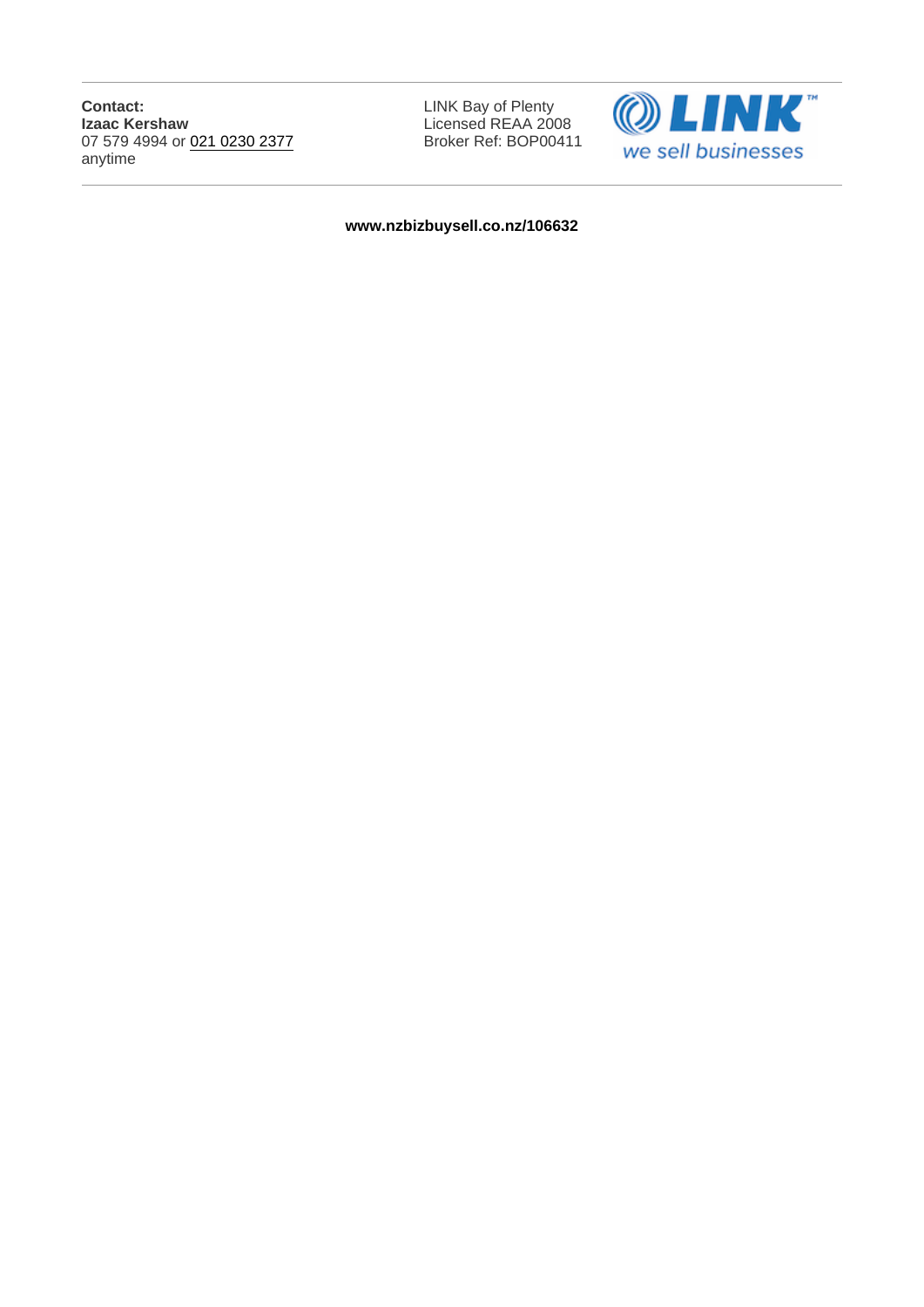**Contact:**
**Izaac Kershaw**
07 579 4994 or 021 0230 2377
anytime

LINK Bay of Plenty
Licensed REAA 2008
Broker Ref: BOP00411

LINK™
we sell businesses

**www.nzbizbuysell.co.nz/106632**